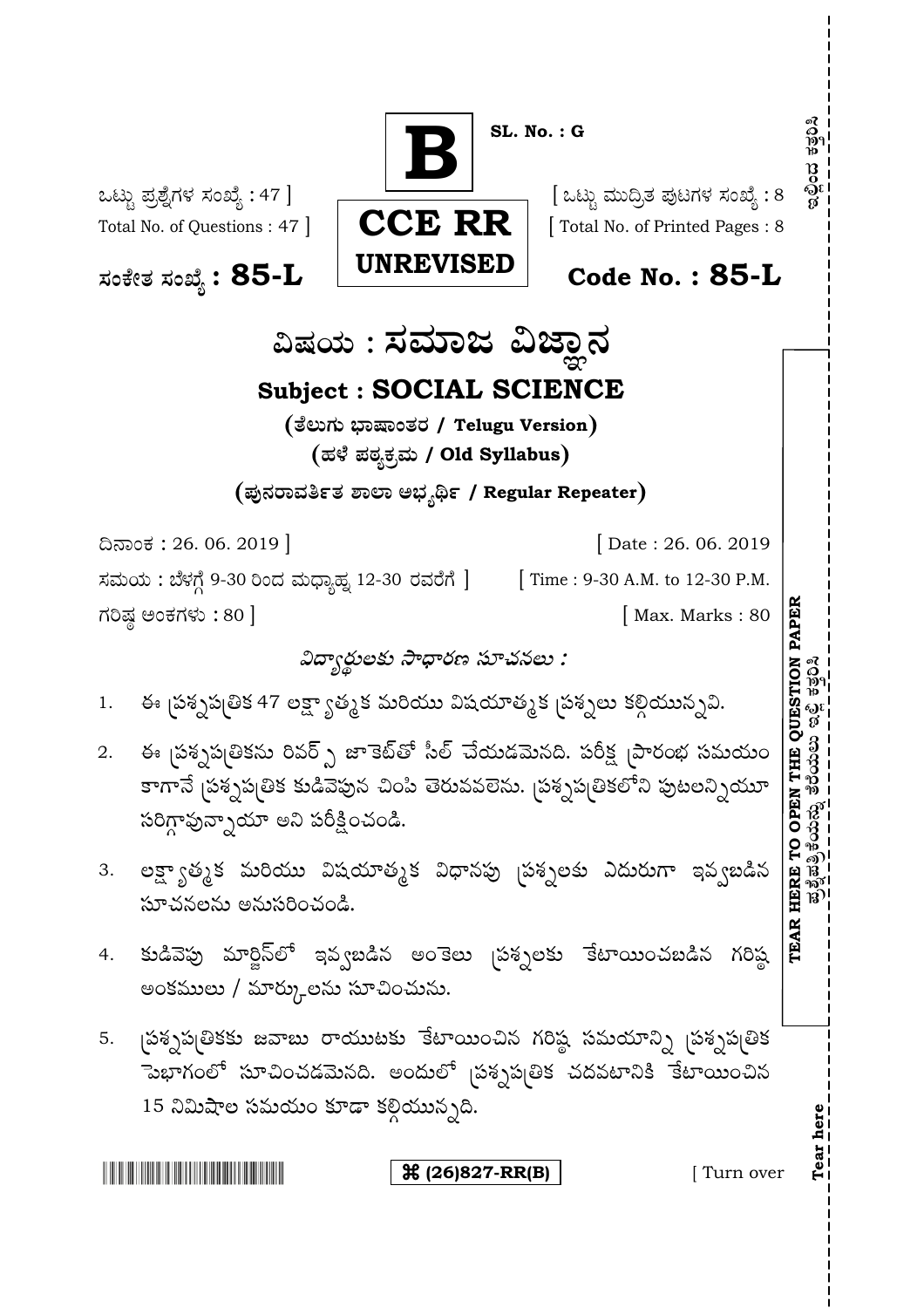**B**

SL. No. : G

ఒట్టు ಪ್ರಶ್ನೆಗಳ ಸಂಖ್ಯೆ : 47 ]
Total No. of Questions : 47 ]

**CCE RR**
**UNREVISED**

[ ಒಟ್ಟು ಮುದ್ರಿತ ಪುಟಗಳ ಸಂಖ್ಯೆ : 8
[ Total No. of Printed Pages : 8

ಸಂಕೇತ ಸಂಖ್ಯೆ : **85-L**

**Code No. : 85-L**

# ವಿಷಯ : ಸಮಾಜ ವಿಜ್ಞಾನ

## Subject : SOCIAL SCIENCE

**(ತೆಲುಗು ಭಾಷಾಂತರ / Telugu Version)**

**(ಹಳೆ ಪಠ್ಯಕ್ರಮ / Old Syllabus)**

**(ಪುನರಾವರ್ತಿತ ಶಾಲಾ ಅಭ್ಯರ್ಥಿ / Regular Repeater)**

ದಿನಾಂಕ : 26. 06. 2019 ] [ Date : 26. 06. 2019

ಸಮಯ : ಬೆಳಗ್ಗೆ 9-30 ರಿಂದ ಮಧ್ಯಾಹ್ನ 12-30 ರವರೆಗೆ ] [ Time : 9-30 A.M. to 12-30 P.M.

ಗರಿಷ್ಠ ಅಂಕಗಳು : 80 ] [ Max. Marks : 80

*విద్యార్థులకు సాధారణ సూచనలు :*

1. ఈ ప్రశ్నపత్రిక 47 లక్ష్యాత్మక మరియు విషయాత్మక ప్రశ్నలు కల్గియున్నవి.
2. ఈ ప్రశ్నపత్రికను రివర్స్ జాకెట్‌తో సీల్ చేయడమైనది. పరీక్ష ప్రారంభ సమయం కాగానే ప్రశ్నపత్రిక కుడివైపున చింపి తెరువవలెను. ప్రశ్నపత్రికలోని పుటలన్నియూ సరిగ్గావున్నాయా అని పరీక్షించండి.
3. లక్ష్యాత్మక మరియు విషయాత్మక విధానపు ప్రశ్నలకు ఎదురుగా ఇవ్వబడిన సూచనలను అనుసరించండి.
4. కుడివైపు మార్జిన్‌లో ఇవ్వబడిన అంకెలు ప్రశ్నలకు కేటాయించబడిన గరిష్ఠ అంకములు / మార్కులను సూచించును.
5. ప్రశ్నపత్రికకు జవాబు రాయుటకు కేటాయించిన గరిష్ఠ సమయాన్ని ప్రశ్నపత్రిక పైభాగంలో సూచించడమైనది. అందులో ప్రశ్నపత్రిక చదవటానికి కేటాయించిన 15 నిమిషాల సమయం కూడా కల్గియున్నది.

TEAR HERE TO OPEN THE QUESTION PAPER

Tear here

⌘ (26)827-RR(B)

[ Turn over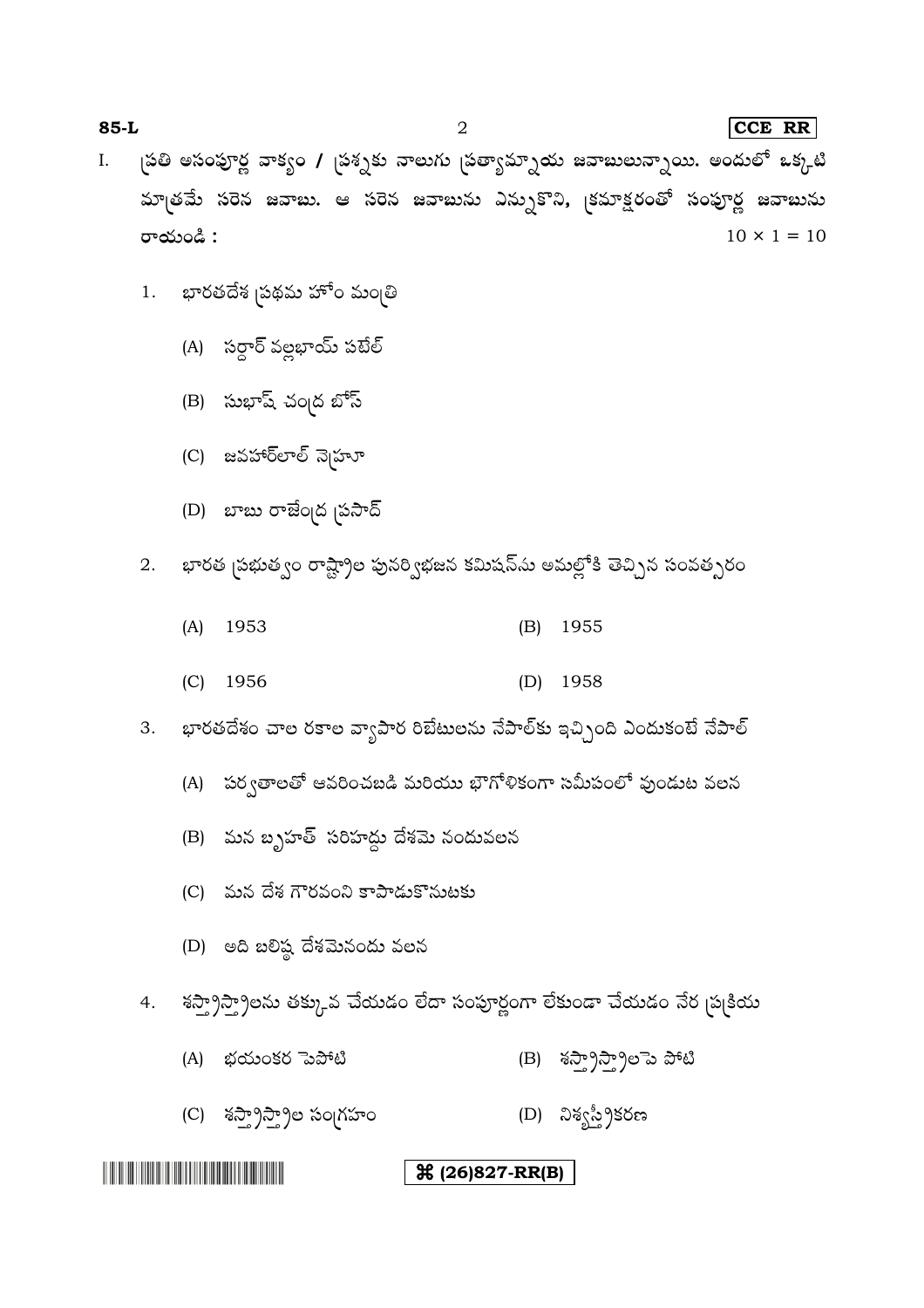I. ప్రతి అసంపూర్ణ వాక్యం / ప్రశ్నకు నాలుగు ప్రత్యామ్నాయ జవాబులున్నాయి. అందులో ఒక్కటి మాత్రమే సరైన జవాబు. ఆ సరైన జవాబును ఎన్నుకొని, క్రమాక్షరంతో సంపూర్ణ జవాబును రాయండి : $10 \times 1 = 10$

1. భారతదేశ ప్రథమ హోం మంత్రి

   (A) సర్దార్ వల్లభాయ్ పటేల్

   (B) సుభాష్ చంద్ర బోస్

   (C) జవహార్‌లాల్ నెహ్రూ

   (D) బాబు రాజేంద్ర ప్రసాద్

2. భారత ప్రభుత్వం రాష్ట్రాల పునర్విభజన కమిషన్‌ను అమల్లోకి తెచ్చిన సంవత్సరం

   (A) 1953 (B) 1955

   (C) 1956 (D) 1958

3. భారతదేశం చాల రకాల వ్యాపార రిబేటులను నేపాల్‌కు ఇచ్చింది ఎందుకంటే నేపాల్

   (A) పర్వతాలతో ఆవరించబడి మరియు భౌగోళికంగా సమీపంలో వుండుట వలన

   (B) మన బృహత్ సరిహద్దు దేశమె నందువలన

   (C) మన దేశ గౌరవంని కాపాడుకొనుటకు

   (D) అది బలిష్ఠ దేశమెనందు వలన

4. శస్త్రాస్త్రాలను తక్కువ చేయడం లేదా సంపూర్ణంగా లేకుండా చేయడం నేర ప్రక్రియ

   (A) భయంకర పెపోటి (B) శస్త్రాస్త్రాలపె పోటి

   (C) శస్త్రాస్త్రాల సంగ్రహం (D) నిశ్శస్త్రీకరణ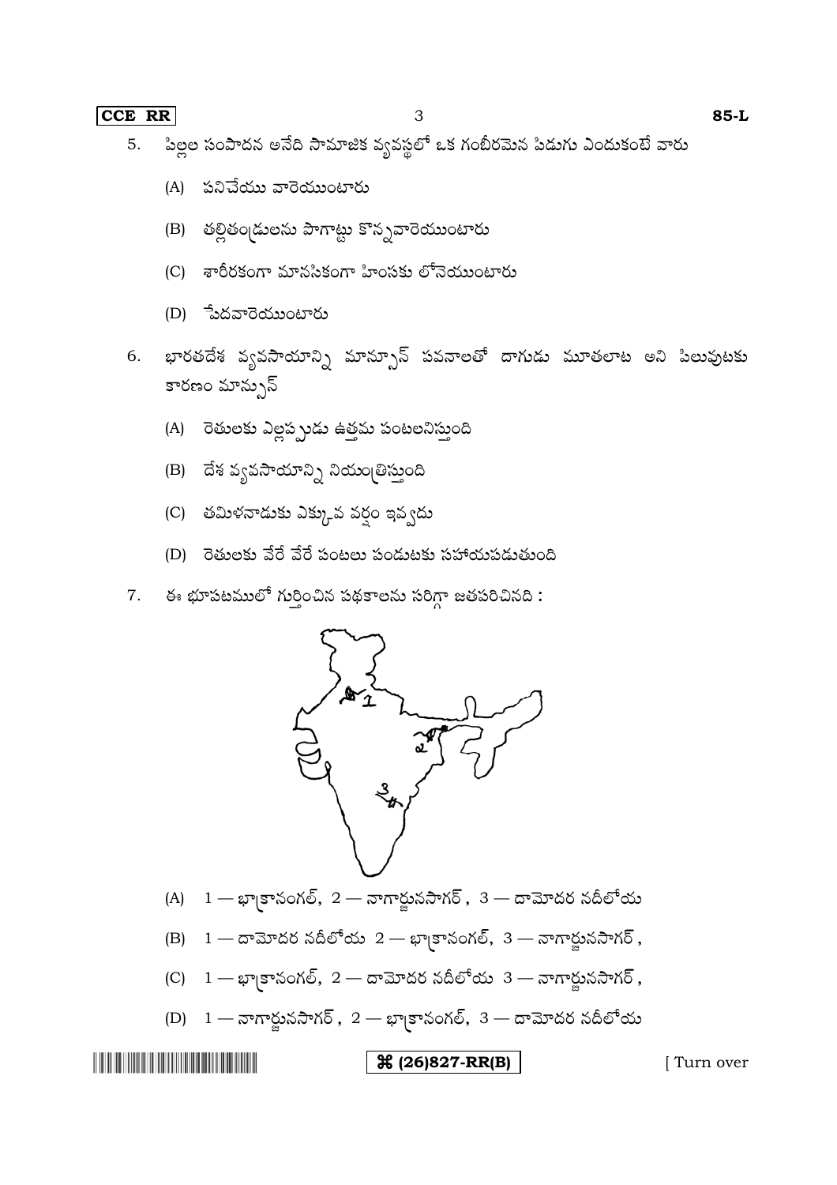5. పిల్లల సంపాదన అనేది సామాజిక వ్యవస్థలో ఒక గంభీరమైన పిడుగు ఎందుకంటే వారు

   (A) పనిచేయు వారైయుంటారు

   (B) తల్లితండ్రులను పొగాట్టు కొన్నవారైయుంటారు

   (C) శారీరకంగా మానసికంగా హింసకు లోనైయుంటారు

   (D) పేదవారైయుంటారు

6. భారతదేశ వ్యవసాయాన్ని మాన్సూన్ పవనాలతో దాగుడు మూతలాట అని పిలువుటకు కారణం మాన్సూన్

   (A) రైతులకు ఎల్లప్పుడు ఉత్తమ పంటలనిస్తుంది

   (B) దేశ వ్యవసాయాన్ని నియంత్రిస్తుంది

   (C) తమిళనాడుకు ఎక్కువ వర్షం ఇవ్వదు

   (D) రైతులకు వేరే వేరే పంటలు పండుటకు సహాయపడుతుంది

7. ఈ భూపటములో గుర్తించిన పథకాలను సరిగ్గా జతపరిచినది :

   (A) 1 — భాక్రానంగల్, 2 — నాగార్జునసాగర్ , 3 — దామోదర నదీలోయ

   (B) 1 — దామోదర నదీలోయ 2 — భాక్రానంగల్, 3 — నాగార్జునసాగర్ ,

   (C) 1 — భాక్రానంగల్, 2 — దామోదర నదీలోయ 3 — నాగార్జునసాగర్ ,

   (D) 1 — నాగార్జునసాగర్ , 2 — భాక్రానంగల్, 3 — దామోదర నదీలోయ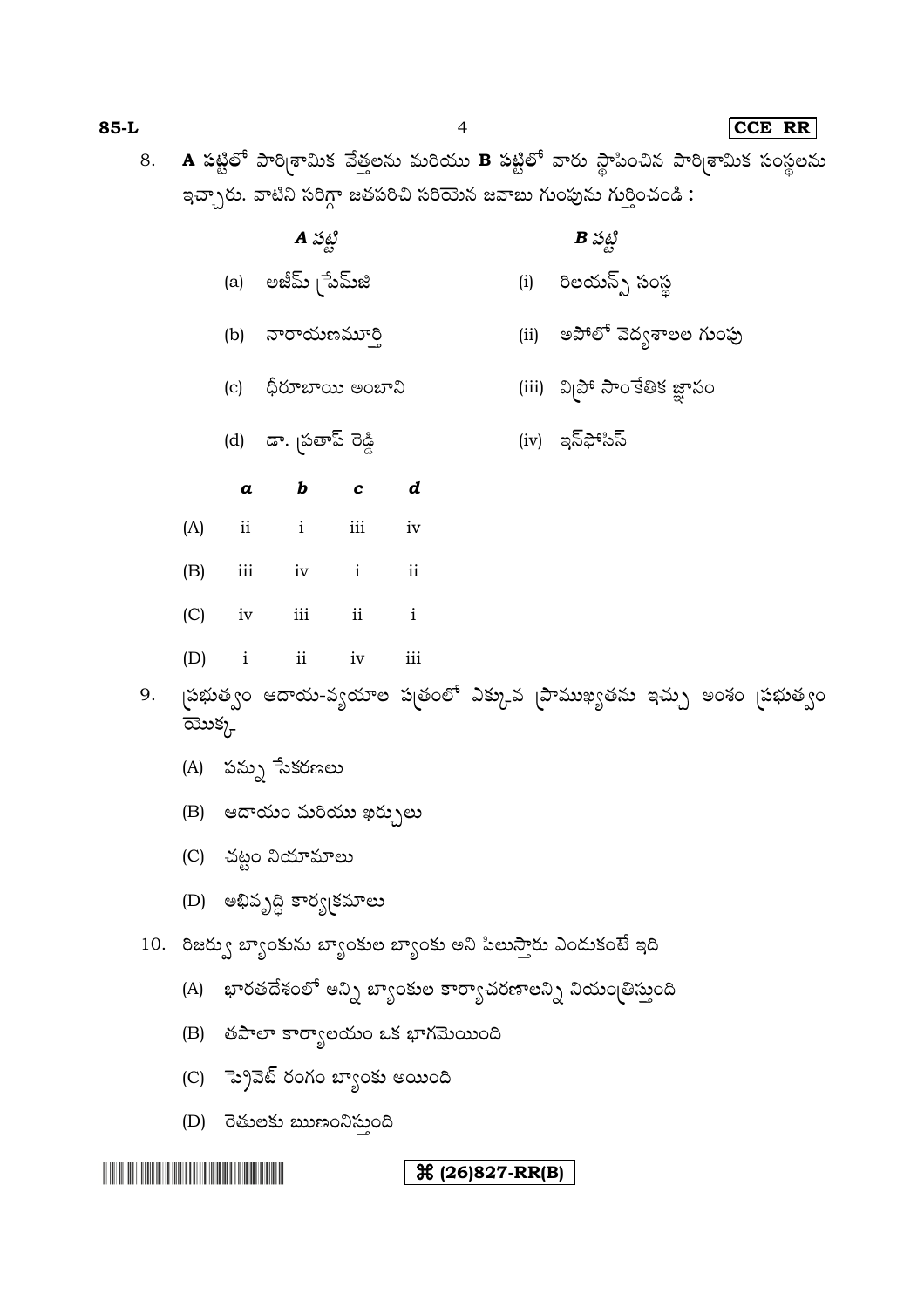8. **A** పట్టిలో పారిశ్రామిక వేత్తలను మరియు **B** పట్టిలో వారు స్థాపించిన పారిశ్రామిక సంస్థలను ఇచ్చారు. వాటిని సరిగ్గా జతపరిచి సరియైన జవాబు గుంపును గుర్తించండి :

| ***A* పట్టి** | ***B* పట్టి** |
|---|---|
| (a) అజీమ్ ప్రేమ్‌జి | (i) రిలయన్స్ సంస్థ |
| (b) నారాయణమూర్తి | (ii) అపోలో వైద్యశాలల గుంపు |
| (c) ధీరూబాయి అంబాని | (iii) విప్రో సాంకేతిక జ్ఞానం |
| (d) డా. ప్రతాప్ రెడ్డి | (iv) ఇన్‌ఫోసిస్ |

| | ***a*** | ***b*** | ***c*** | ***d*** |
|---|---|---|---|---|
| (A) | ii | i | iii | iv |
| (B) | iii | iv | i | ii |
| (C) | iv | iii | ii | i |
| (D) | i | ii | iv | iii |

9. ప్రభుత్వం ఆదాయ-వ్యయాల పత్రంలో ఎక్కువ ప్రాముఖ్యతను ఇచ్చు అంశం ప్రభుత్వం యొక్క

(A) పన్ను సేకరణలు

(B) ఆదాయం మరియు ఖర్చులు

(C) చట్టం నియామాలు

(D) అభివృద్ధి కార్యక్రమాలు

10. రిజర్వు బ్యాంకును బ్యాంకుల బ్యాంకు అని పిలుస్తారు ఎందుకంటే ఇది

(A) భారతదేశంలో అన్ని బ్యాంకుల కార్యాచరణాలన్ని నియంత్రిస్తుంది

(B) తపాలా కార్యాలయం ఒక భాగమెయింది

(C) ప్రైవేట్ రంగం బ్యాంకు అయింది

(D) రైతులకు ఋణంనిస్తుంది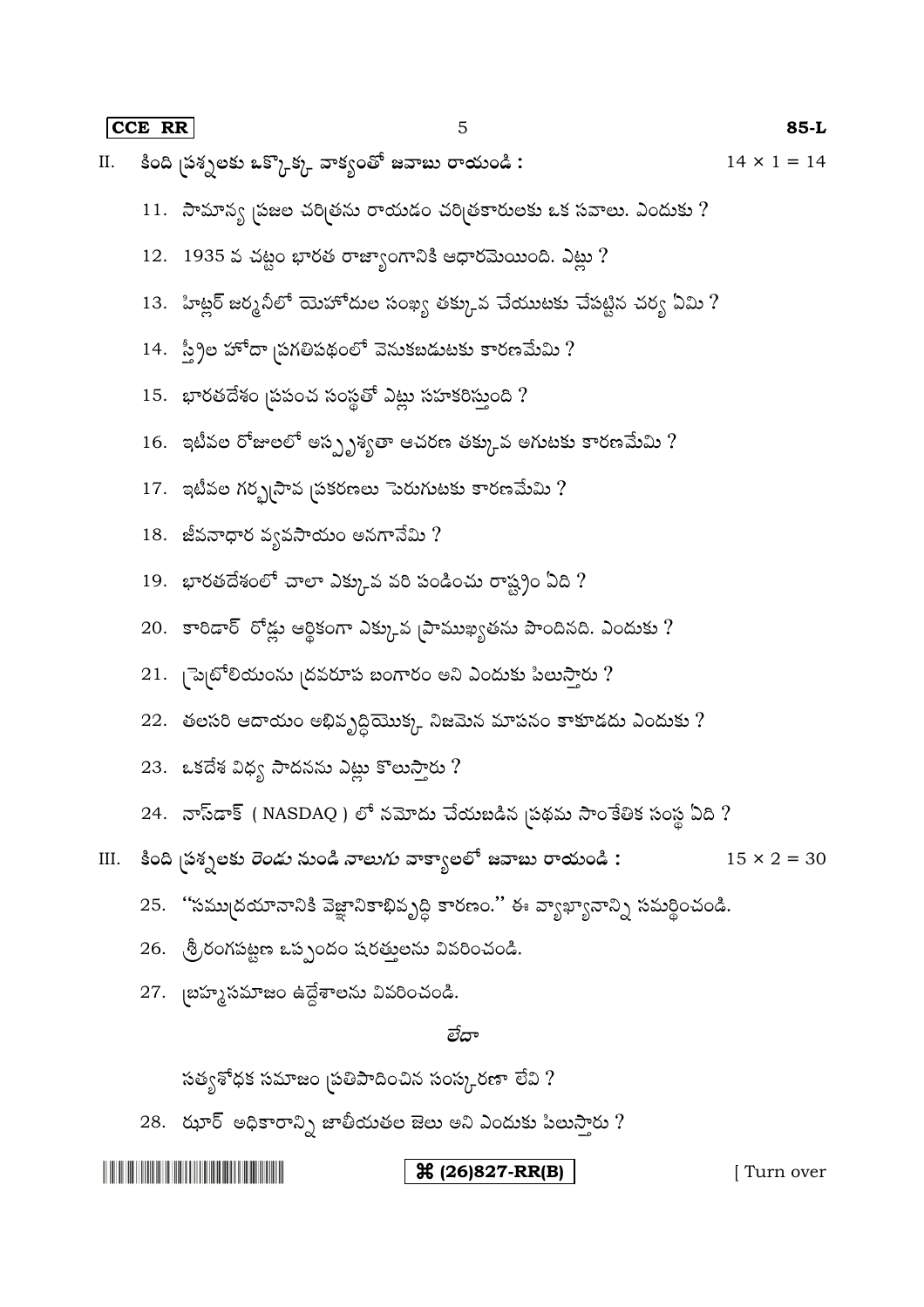II. కింది ప్రశ్నలకు ఒక్కొక్క వాక్యంతో జవాబు రాయండి : $14 \times 1 = 14$

11. సామాన్య ప్రజల చరిత్రను రాయడం చరిత్రకారులకు ఒక సవాలు. ఎందుకు ?

12. 1935 వ చట్టం భారత రాజ్యాంగానికి ఆధారమెయింది. ఎట్లు ?

13. హిట్లర్ జర్మనీలో యెహోదుల సంఖ్య తక్కువ చేయుటకు చేపట్టిన చర్య ఏమి ?

14. స్త్రీల హోదా ప్రగతిపథంలో వెనుకబడుటకు కారణమేమి ?

15. భారతదేశం ప్రపంచ సంస్థతో ఎట్లు సహకరిస్తుంది ?

16. ఇటీవల రోజులలో అస్పృశ్యతా ఆచరణ తక్కువ అగుటకు కారణమేమి ?

17. ఇటీవల గర్భస్రావ ప్రకరణలు పెరుగుటకు కారణమేమి ?

18. జీవనాధార వ్యవసాయం అనగానేమి ?

19. భారతదేశంలో చాలా ఎక్కువ వరి పండించు రాష్ట్రం ఏది ?

20. కారిడార్ రోడ్లు ఆర్థికంగా ఎక్కువ ప్రాముఖ్యతను పొందినది. ఎందుకు ?

21. పెట్రోలియంను ద్రవరూప బంగారం అని ఎందుకు పిలుస్తారు ?

22. తలసరి ఆదాయం అభివృద్ధియొక్క నిజమైన మాపనం కాకూడదు ఎందుకు ?

23. ఒకదేశ విద్య సాధనను ఎట్లు కొలుస్తారు ?

24. నాస్‌డాక్ ( NASDAQ ) లో నమోదు చేయబడిన ప్రథమ సాంకేతిక సంస్థ ఏది ?

III. కింది ప్రశ్నలకు రెండు నుండి నాలుగు వాక్యాలలో జవాబు రాయండి : $15 \times 2 = 30$

25. "సముద్రయానానికి వైజ్ఞానికాభివృద్ధి కారణం." ఈ వ్యాఖ్యానాన్ని సమర్థించండి.

26. శ్రీరంగపట్టణ ఒప్పందం షరతులను వివరించండి.

27. బ్రహ్మసమాజం ఉద్దేశాలను వివరించండి.

లేదా

సత్యశోధక సమాజం ప్రతిపాదించిన సంస్కరణా లేవి ?

28. ఝూర్ అధికారాన్ని జాతీయతల జెలు అని ఎందుకు పిలుస్తారు ?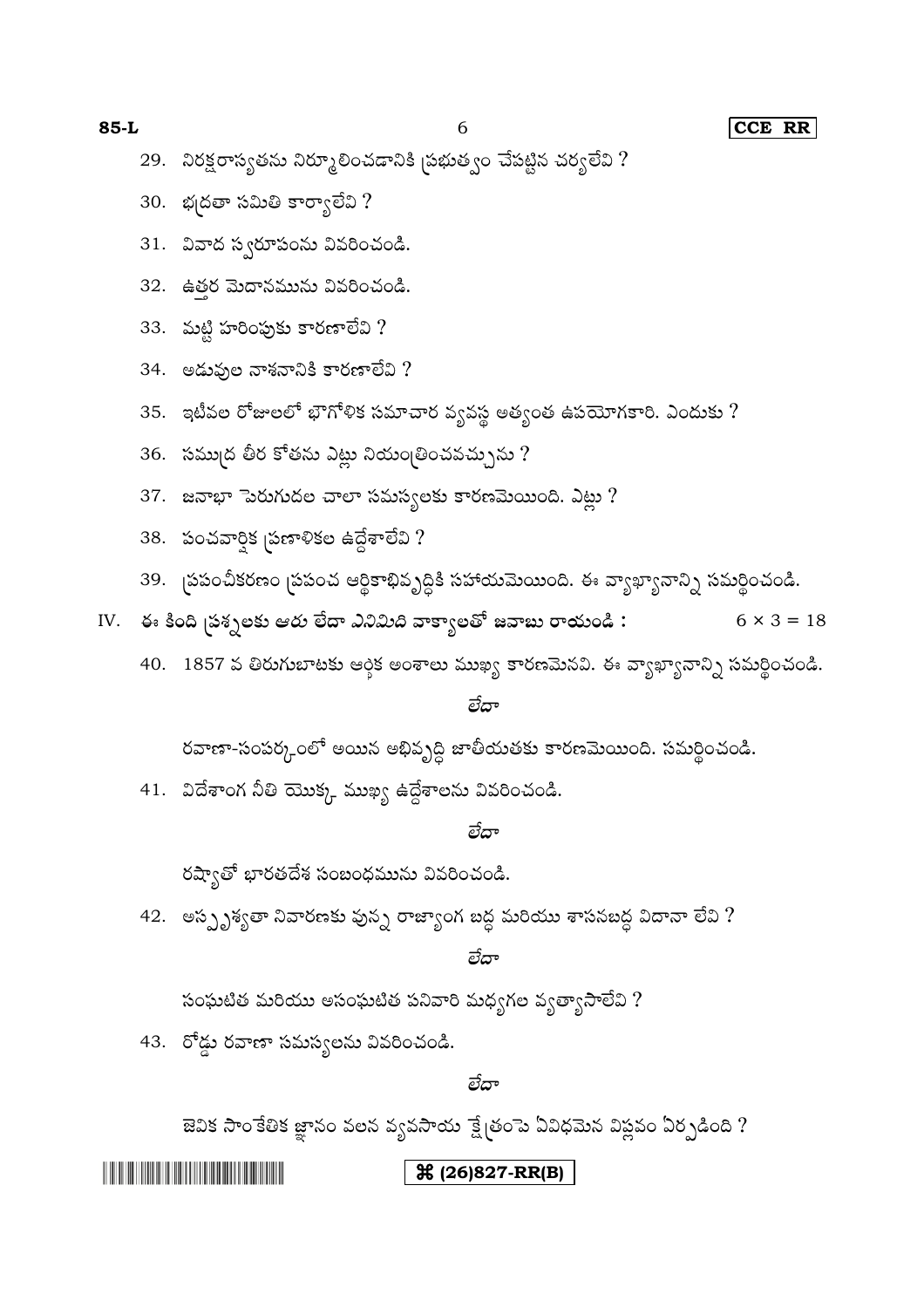29. నిరక్షరాస్యతను నిర్మూలించడానికి ప్రభుత్వం చేపట్టిన చర్యలేవి ?

30. భద్రతా సమితి కార్యాలేవి ?

31. వివాద స్వరూపంను వివరించండి.

32. ఉత్తర మైదానమును వివరించండి.

33. మట్టి హరింపుకు కారణాలేవి ?

34. అడువుల నాశనానికి కారణాలేవి ?

35. ఇటీవల రోజులలో భౌగోళిక సమాచార వ్యవస్థ అత్యంత ఉపయోగకారి. ఎందుకు ?

36. సముద్ర తీర కోతను ఎట్లు నియంత్రించవచ్చును ?

37. జనాభా పెరుగుదల చాలా సమస్యలకు కారణమెయింది. ఎట్లు ?

38. పంచవార్షిక ప్రణాళికల ఉద్దేశాలేవి ?

39. ప్రపంచీకరణం ప్రపంచ ఆర్థికాభివృద్ధికి సహాయమెయింది. ఈ వ్యాఖ్యానాన్ని సమర్థించండి.

**IV. ఈ కింది ప్రశ్నలకు ఆరు లేదా ఎనిమిది వాక్యాలతో జవాబు రాయండి :** $6 \times 3 = 18$

40. 1857 వ తిరుగుబాటకు ఆర్థిక అంశాలు ముఖ్య కారణమెనవి. ఈ వ్యాఖ్యానాన్ని సమర్థించండి.

*లేదా*

రవాణా-సంపర్కంలో అయిన అభివృద్ధి జాతీయతకు కారణమెయింది. సమర్థించండి.

41. విదేశాంగ నీతి యొక్క ముఖ్య ఉద్దేశాలను వివరించండి.

*లేదా*

రష్యాతో భారతదేశ సంబంధమును వివరించండి.

42. అస్పృశ్యతా నివారణకు వున్న రాజ్యాంగ బద్ధ మరియు శాసనబద్ధ విదానా లేవి ?

*లేదా*

సంఘటిత మరియు అసంఘటిత పనివారి మధ్యగల వ్యత్యాసాలేవి ?

43. రోడ్డు రవాణా సమస్యలను వివరించండి.

*లేదా*

జెవిక సాంకేతిక జ్ఞానం వలన వ్యవసాయ క్షేత్రంపె ఏవిధమెన విప్లవం ఏర్పడింది ?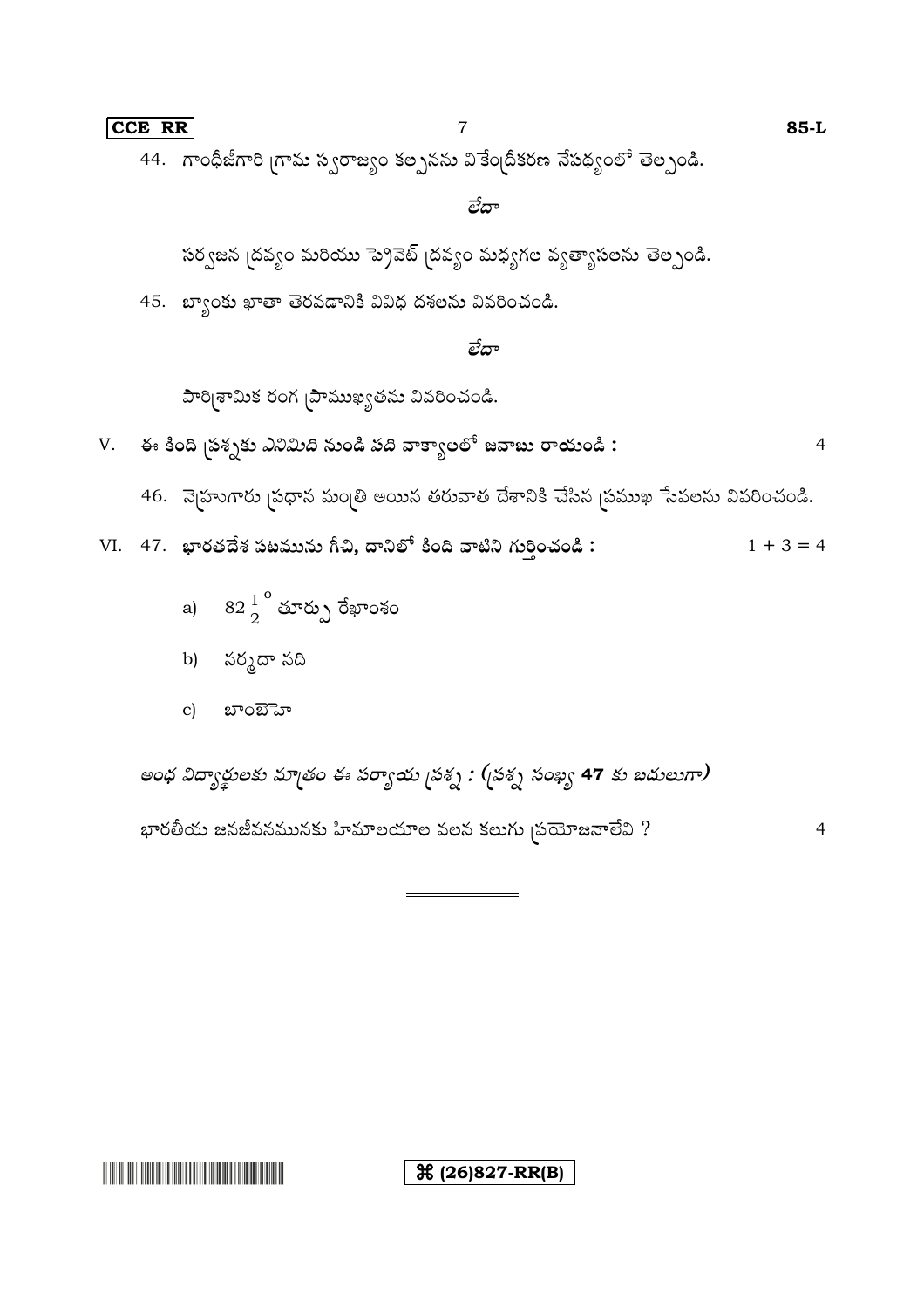44. గాంధీజీగారి గ్రామ స్వరాజ్యం కల్పనను వికేంద్రీకరణ నేపథ్యంలో తెల్పండి.

లేదా

సర్వజన ద్రవ్యం మరియు ప్రైవేట్ ద్రవ్యం మధ్యగల వ్యత్యాసలను తెల్పండి.

45. బ్యాంకు ఖాతా తెరవడానికి వివిధ దశలను వివరించండి.

లేదా

పారిశ్రామిక రంగ ప్రాముఖ్యతను వివరించండి.

V. **ఈ కింది ప్రశ్నకు ఎనిమిది నుండి పది వాక్యాలలో జవాబు రాయండి :** 4

46. నెహ్రూగారు ప్రధాన మంత్రి అయిన తరువాత దేశానికి చేసిన ప్రముఖ సేవలను వివరించండి.

VI. 47. **భారతదేశ పటమును గీచి, దానిలో కింది వాటిని గుర్తించండి :** $1 + 3 = 4$

a) $82\frac{1}{2}^{\circ}$ తూర్పు రేఖాంశం

b) నర్మదా నది

c) బాంబె హై

*అంధ విద్యార్థులకు మాత్రం ఈ పర్యాయ ప్రశ్న : (ప్రశ్న సంఖ్య **47** కు బదులుగా)*

భారతీయ జనజీవనమునకు హిమాలయాల వలన కలుగు ప్రయోజనాలేవి ? 4